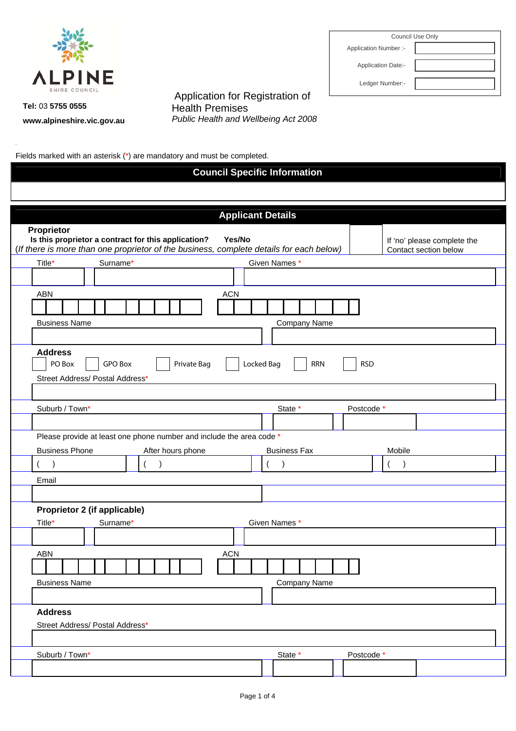ALPINE
SHIRE COUNCIL

**Tel:** 03 **5755 0555**

**www.alpineshire.vic.gov.au**

# Application for Registration of Health Premises

*Public Health and Wellbeing Act 2008*

| Council Use Only | |
|---|---|
| Application Number :- | |
| Application Date:- | |
| Ledger Number:- | |

Fields marked with an asterisk (*) are mandatory and must be completed.

## Council Specific Information

## Applicant Details

**Proprietor**

**Is this proprietor a contract for this application? Yes/No** | If 'no' please complete the Contact section below

(*If there is more than one proprietor of the business, complete details for each below)*

Title* | Surname* | Given Names *

ABN | ACN

Business Name | Company Name

**Address**

☐ PO Box ☐ GPO Box ☐ Private Bag ☐ Locked Bag ☐ RRN ☐ RSD

Street Address/ Postal Address*

Suburb / Town* | State * | Postcode *

Please provide at least one phone number and include the area code *

| Business Phone | After hours phone | Business Fax | Mobile |
|---|---|---|---|
| ( ) | ( ) | ( ) | ( ) |

Email

**Proprietor 2 (if applicable)**

Title* | Surname* | Given Names *

ABN | ACN

Business Name | Company Name

**Address**

Street Address/ Postal Address*

Suburb / Town* | State * | Postcode *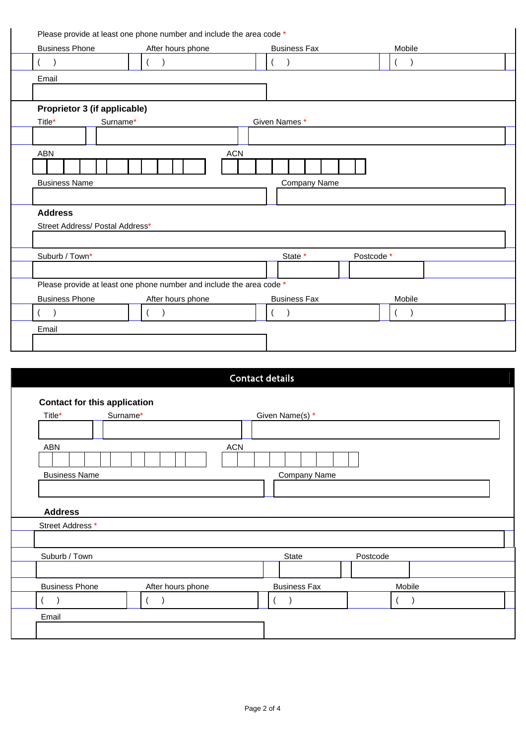Please provide at least one phone number and include the area code *

| Business Phone | After hours phone | Business Fax | Mobile |
|---|---|---|---|
| (  ) | (  ) | (  ) | (  ) |

Email

### Proprietor 3 (if applicable)

| Title* | Surname* | Given Names * |
|---|---|---|
| | | |

| ABN | ACN |
|---|---|
| | |

| Business Name | Company Name |
|---|---|
| | |

### Address

Street Address/ Postal Address*

| Suburb / Town* | State * | Postcode * |
|---|---|---|
| | | |

Please provide at least one phone number and include the area code *

| Business Phone | After hours phone | Business Fax | Mobile |
|---|---|---|---|
| (  ) | (  ) | (  ) | (  ) |

Email

## Contact details

### Contact for this application

| Title* | Surname* | Given Name(s) * |
|---|---|---|
| | | |

| ABN | ACN |
|---|---|
| | |

| Business Name | Company Name |
|---|---|
| | |

### Address

Street Address *

| Suburb / Town | State | Postcode |
|---|---|---|
| | | |

| Business Phone | After hours phone | Business Fax | Mobile |
|---|---|---|---|
| (  ) | (  ) | (  ) | (  ) |

Email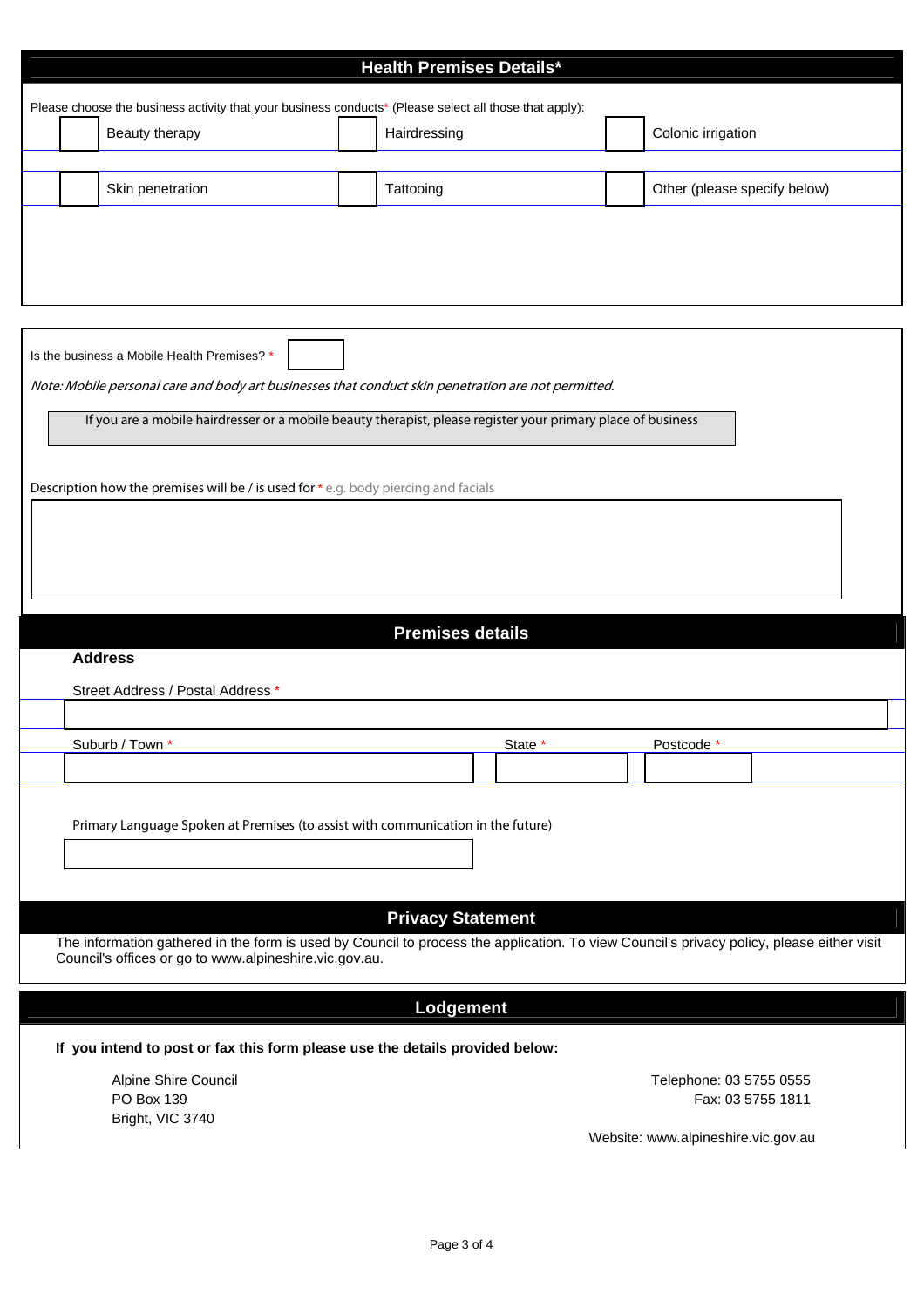## Health Premises Details*

Please choose the business activity that your business conducts* (Please select all those that apply):

| | | |
|---|---|---|
| ☐ Beauty therapy | ☐ Hairdressing | ☐ Colonic irrigation |
| ☐ Skin penetration | ☐ Tattooing | ☐ Other (please specify below) |

Is the business a Mobile Health Premises? *

*Note: Mobile personal care and body art businesses that conduct skin penetration are not permitted.*

If you are a mobile hairdresser or a mobile beauty therapist, please register your primary place of business

Description how the premises will be / is used for * e.g. body piercing and facials

## Premises details

**Address**

Street Address / Postal Address *

Suburb / Town * | State * | Postcode *

Primary Language Spoken at Premises (to assist with communication in the future)

## Privacy Statement

The information gathered in the form is used by Council to process the application. To view Council's privacy policy, please either visit Council's offices or go to www.alpineshire.vic.gov.au.

## Lodgement

**If you intend to post or fax this form please use the details provided below:**

Alpine Shire Council
PO Box 139
Bright, VIC 3740

Telephone: 03 5755 0555
Fax: 03 5755 1811

Website: www.alpineshire.vic.gov.au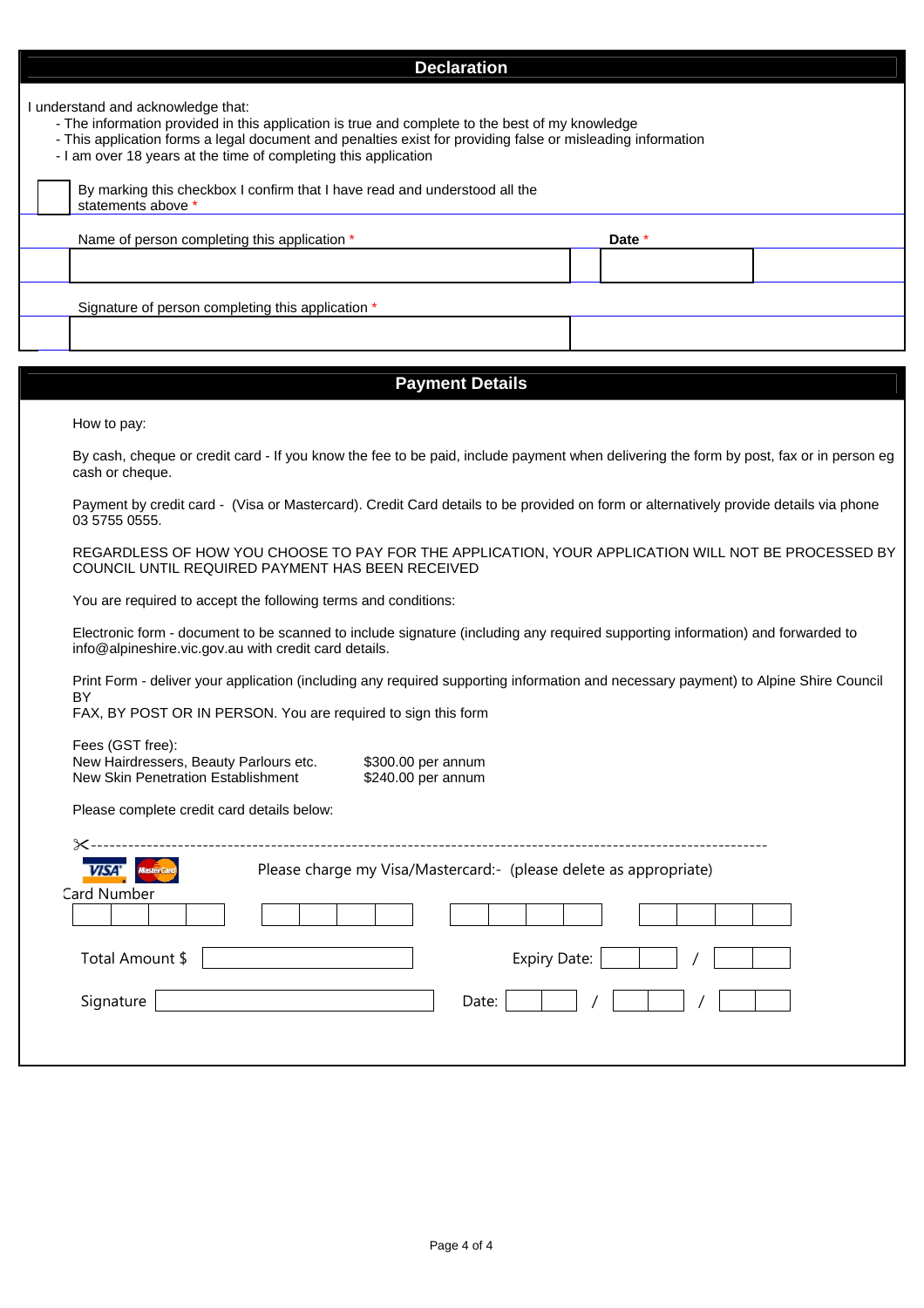## Declaration

I understand and acknowledge that:

- The information provided in this application is true and complete to the best of my knowledge
- This application forms a legal document and penalties exist for providing false or misleading information
- I am over 18 years at the time of completing this application

☐ By marking this checkbox I confirm that I have read and understood all the statements above *

| Name of person completing this application * | Date * |
|---|---|
| | |

| Signature of person completing this application * |
|---|
| |

## Payment Details

How to pay:

By cash, cheque or credit card - If you know the fee to be paid, include payment when delivering the form by post, fax or in person eg cash or cheque.

Payment by credit card - (Visa or Mastercard). Credit Card details to be provided on form or alternatively provide details via phone 03 5755 0555.

REGARDLESS OF HOW YOU CHOOSE TO PAY FOR THE APPLICATION, YOUR APPLICATION WILL NOT BE PROCESSED BY COUNCIL UNTIL REQUIRED PAYMENT HAS BEEN RECEIVED

You are required to accept the following terms and conditions:

Electronic form - document to be scanned to include signature (including any required supporting information) and forwarded to info@alpineshire.vic.gov.au with credit card details.

Print Form - deliver your application (including any required supporting information and necessary payment) to Alpine Shire Council BY
FAX, BY POST OR IN PERSON. You are required to sign this form

Fees (GST free):

| | |
|---|---|
| New Hairdressers, Beauty Parlours etc. | $300.00 per annum |
| New Skin Penetration Establishment | $240.00 per annum |

Please complete credit card details below:

✂---------------------------------------------------------------------------------------------------------

VISA MasterCard Please charge my Visa/Mastercard:- (please delete as appropriate)

Card Number ____ ____ ____ ____

Total Amount $ __________ Expiry Date: __ / __

Signature __________ Date: __ / __ / __